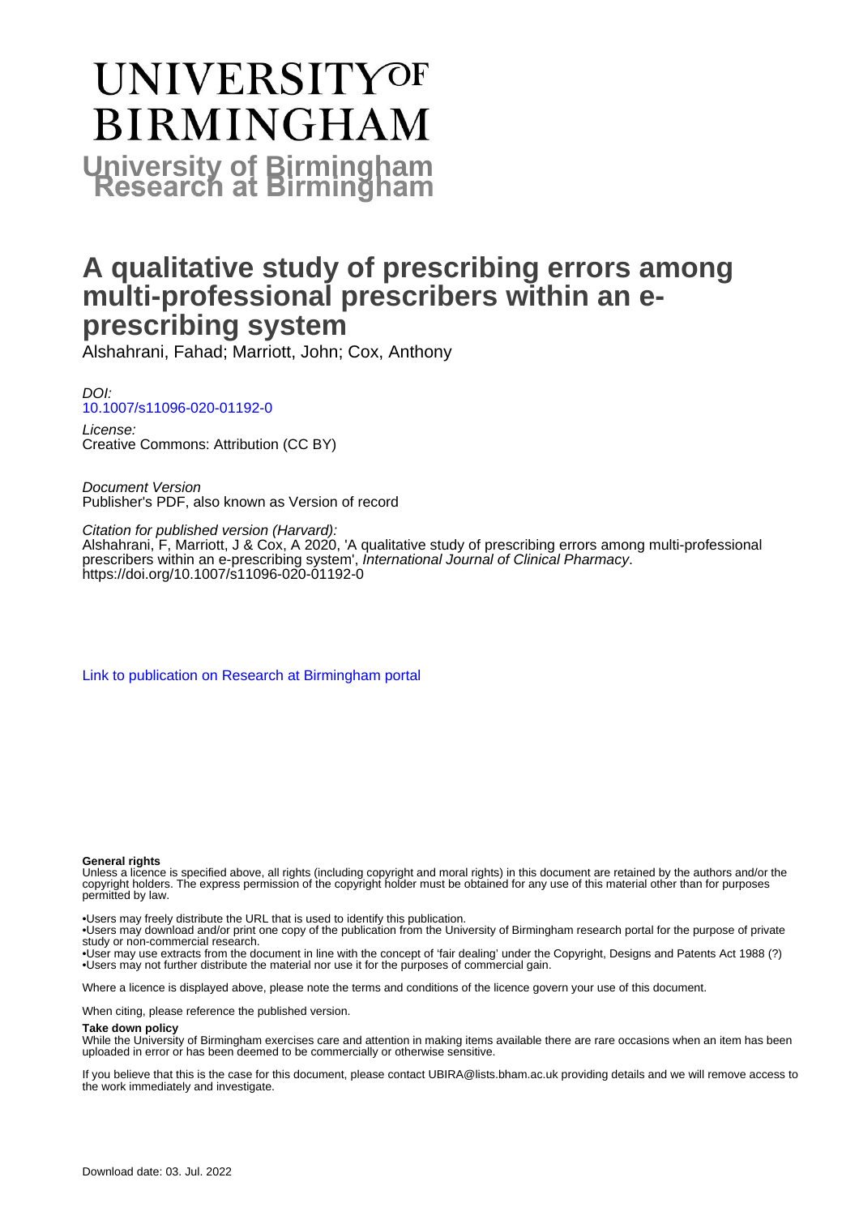# UNIVERSITY OF BIRMINGHAM

**University of Birmingham Research at Birmingham**

# A qualitative study of prescribing errors among multi-professional prescribers within an e-prescribing system

Alshahrani, Fahad; Marriott, John; Cox, Anthony

*DOI:*
[10.1007/s11096-020-01192-0](https://doi.org/10.1007/s11096-020-01192-0)

*License:*
Creative Commons: Attribution (CC BY)

*Document Version*
Publisher's PDF, also known as Version of record

*Citation for published version (Harvard):*
Alshahrani, F, Marriott, J & Cox, A 2020, 'A qualitative study of prescribing errors among multi-professional prescribers within an e-prescribing system', *International Journal of Clinical Pharmacy*. https://doi.org/10.1007/s11096-020-01192-0

[Link to publication on Research at Birmingham portal](#)

**General rights**

Unless a licence is specified above, all rights (including copyright and moral rights) in this document are retained by the authors and/or the copyright holders. The express permission of the copyright holder must be obtained for any use of this material other than for purposes permitted by law.

- •Users may freely distribute the URL that is used to identify this publication.
- •Users may download and/or print one copy of the publication from the University of Birmingham research portal for the purpose of private study or non-commercial research.
- •User may use extracts from the document in line with the concept of 'fair dealing' under the Copyright, Designs and Patents Act 1988 (?)
- •Users may not further distribute the material nor use it for the purposes of commercial gain.

Where a licence is displayed above, please note the terms and conditions of the licence govern your use of this document.

When citing, please reference the published version.

**Take down policy**

While the University of Birmingham exercises care and attention in making items available there are rare occasions when an item has been uploaded in error or has been deemed to be commercially or otherwise sensitive.

If you believe that this is the case for this document, please contact UBIRA@lists.bham.ac.uk providing details and we will remove access to the work immediately and investigate.

Download date: 03. Jul. 2022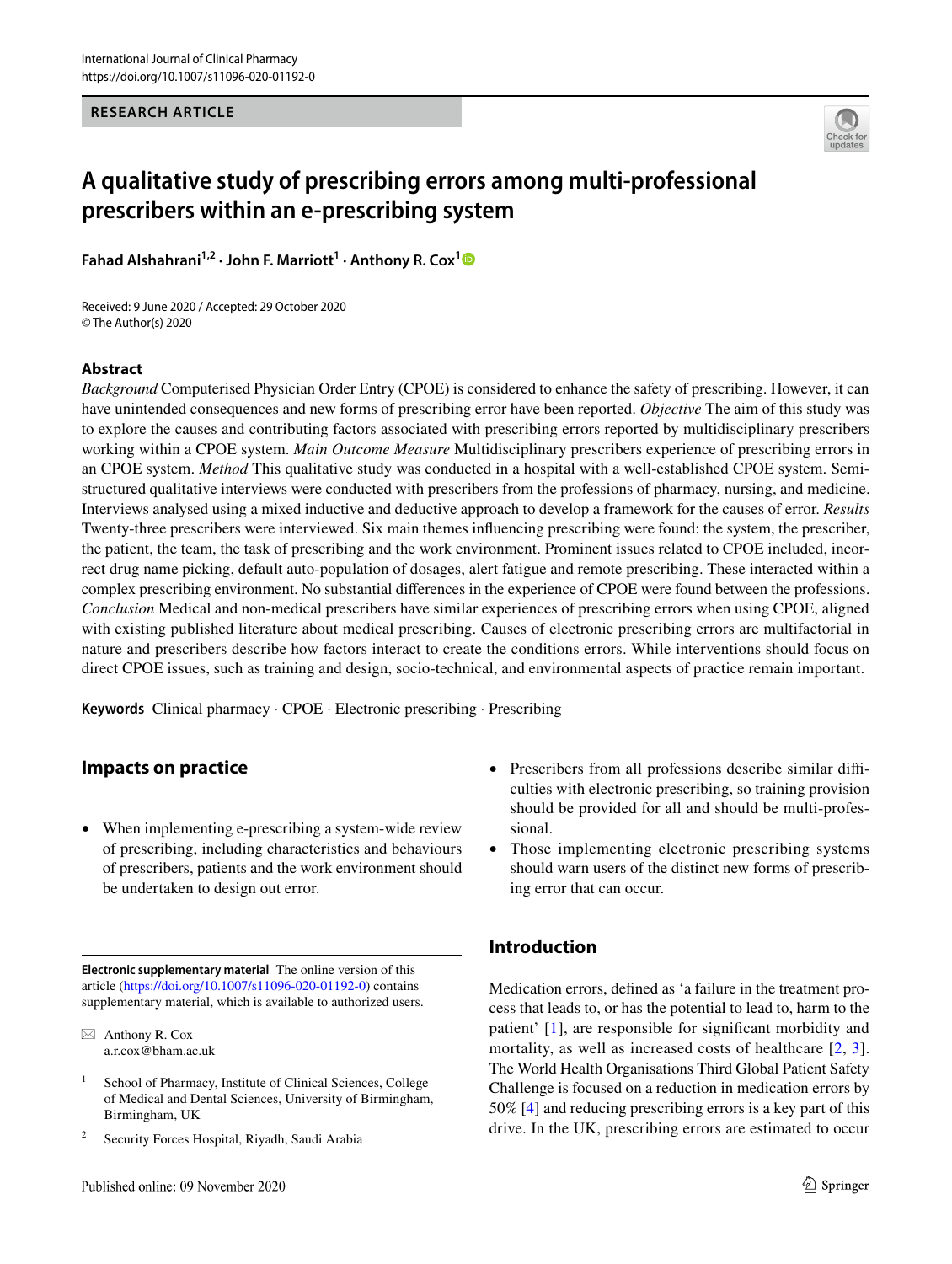# A qualitative study of prescribing errors among multi-professional prescribers within an e-prescribing system

**Fahad Alshahrani[1,2] · John F. Marriott[1] · Anthony R. Cox[1]**

Received: 9 June 2020 / Accepted: 29 October 2020
© The Author(s) 2020

## Abstract

*Background* Computerised Physician Order Entry (CPOE) is considered to enhance the safety of prescribing. However, it can have unintended consequences and new forms of prescribing error have been reported. *Objective* The aim of this study was to explore the causes and contributing factors associated with prescribing errors reported by multidisciplinary prescribers working within a CPOE system. *Main Outcome Measure* Multidisciplinary prescribers experience of prescribing errors in an CPOE system. *Method* This qualitative study was conducted in a hospital with a well-established CPOE system. Semi-structured qualitative interviews were conducted with prescribers from the professions of pharmacy, nursing, and medicine. Interviews analysed using a mixed inductive and deductive approach to develop a framework for the causes of error. *Results* Twenty-three prescribers were interviewed. Six main themes influencing prescribing were found: the system, the prescriber, the patient, the team, the task of prescribing and the work environment. Prominent issues related to CPOE included, incorrect drug name picking, default auto-population of dosages, alert fatigue and remote prescribing. These interacted within a complex prescribing environment. No substantial differences in the experience of CPOE were found between the professions. *Conclusion* Medical and non-medical prescribers have similar experiences of prescribing errors when using CPOE, aligned with existing published literature about medical prescribing. Causes of electronic prescribing errors are multifactorial in nature and prescribers describe how factors interact to create the conditions errors. While interventions should focus on direct CPOE issues, such as training and design, socio-technical, and environmental aspects of practice remain important.

**Keywords** Clinical pharmacy · CPOE · Electronic prescribing · Prescribing

## Impacts on practice

- When implementing e-prescribing a system-wide review of prescribing, including characteristics and behaviours of prescribers, patients and the work environment should be undertaken to design out error.
- Prescribers from all professions describe similar difficulties with electronic prescribing, so training provision should be provided for all and should be multi-professional.
- Those implementing electronic prescribing systems should warn users of the distinct new forms of prescribing error that can occur.

## Introduction

Medication errors, defined as 'a failure in the treatment process that leads to, or has the potential to lead to, harm to the patient' [1], are responsible for significant morbidity and mortality, as well as increased costs of healthcare [2, 3]. The World Health Organisations Third Global Patient Safety Challenge is focused on a reduction in medication errors by 50% [4] and reducing prescribing errors is a key part of this drive. In the UK, prescribing errors are estimated to occur

**Electronic supplementary material** The online version of this article (https://doi.org/10.1007/s11096-020-01192-0) contains supplementary material, which is available to authorized users.

✉ Anthony R. Cox
a.r.cox@bham.ac.uk

[1] School of Pharmacy, Institute of Clinical Sciences, College of Medical and Dental Sciences, University of Birmingham, Birmingham, UK

[2] Security Forces Hospital, Riyadh, Saudi Arabia

Published online: 09 November 2020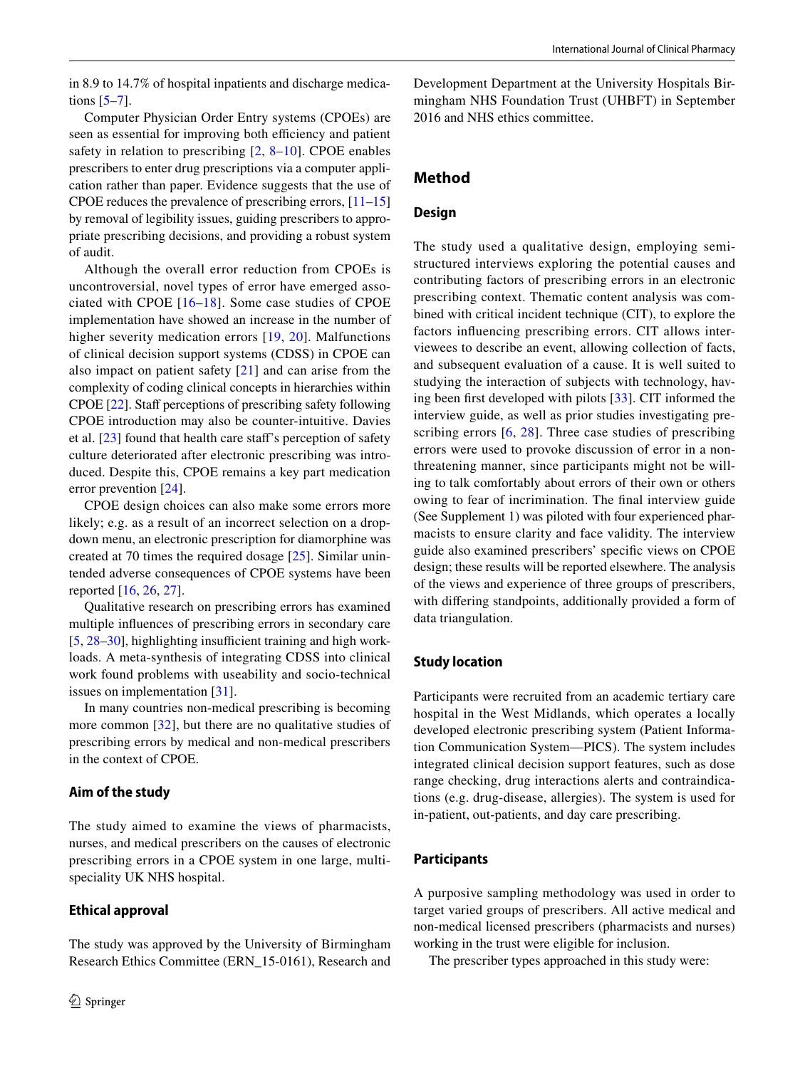in 8.9 to 14.7% of hospital inpatients and discharge medications [5–7].

Computer Physician Order Entry systems (CPOEs) are seen as essential for improving both efficiency and patient safety in relation to prescribing [2, 8–10]. CPOE enables prescribers to enter drug prescriptions via a computer application rather than paper. Evidence suggests that the use of CPOE reduces the prevalence of prescribing errors, [11–15] by removal of legibility issues, guiding prescribers to appropriate prescribing decisions, and providing a robust system of audit.

Although the overall error reduction from CPOEs is uncontroversial, novel types of error have emerged associated with CPOE [16–18]. Some case studies of CPOE implementation have showed an increase in the number of higher severity medication errors [19, 20]. Malfunctions of clinical decision support systems (CDSS) in CPOE can also impact on patient safety [21] and can arise from the complexity of coding clinical concepts in hierarchies within CPOE [22]. Staff perceptions of prescribing safety following CPOE introduction may also be counter-intuitive. Davies et al. [23] found that health care staff's perception of safety culture deteriorated after electronic prescribing was introduced. Despite this, CPOE remains a key part medication error prevention [24].

CPOE design choices can also make some errors more likely; e.g. as a result of an incorrect selection on a drop-down menu, an electronic prescription for diamorphine was created at 70 times the required dosage [25]. Similar unintended adverse consequences of CPOE systems have been reported [16, 26, 27].

Qualitative research on prescribing errors has examined multiple influences of prescribing errors in secondary care [5, 28–30], highlighting insufficient training and high workloads. A meta-synthesis of integrating CDSS into clinical work found problems with useability and socio-technical issues on implementation [31].

In many countries non-medical prescribing is becoming more common [32], but there are no qualitative studies of prescribing errors by medical and non-medical prescribers in the context of CPOE.

### Aim of the study

The study aimed to examine the views of pharmacists, nurses, and medical prescribers on the causes of electronic prescribing errors in a CPOE system in one large, multi-speciality UK NHS hospital.

### Ethical approval

The study was approved by the University of Birmingham Research Ethics Committee (ERN_15-0161), Research and Development Department at the University Hospitals Birmingham NHS Foundation Trust (UHBFT) in September 2016 and NHS ethics committee.

## Method

### Design

The study used a qualitative design, employing semi-structured interviews exploring the potential causes and contributing factors of prescribing errors in an electronic prescribing context. Thematic content analysis was combined with critical incident technique (CIT), to explore the factors influencing prescribing errors. CIT allows interviewees to describe an event, allowing collection of facts, and subsequent evaluation of a cause. It is well suited to studying the interaction of subjects with technology, having been first developed with pilots [33]. CIT informed the interview guide, as well as prior studies investigating prescribing errors [6, 28]. Three case studies of prescribing errors were used to provoke discussion of error in a non-threatening manner, since participants might not be willing to talk comfortably about errors of their own or others owing to fear of incrimination. The final interview guide (See Supplement 1) was piloted with four experienced pharmacists to ensure clarity and face validity. The interview guide also examined prescribers' specific views on CPOE design; these results will be reported elsewhere. The analysis of the views and experience of three groups of prescribers, with differing standpoints, additionally provided a form of data triangulation.

### Study location

Participants were recruited from an academic tertiary care hospital in the West Midlands, which operates a locally developed electronic prescribing system (Patient Information Communication System—PICS). The system includes integrated clinical decision support features, such as dose range checking, drug interactions alerts and contraindications (e.g. drug-disease, allergies). The system is used for in-patient, out-patients, and day care prescribing.

### Participants

A purposive sampling methodology was used in order to target varied groups of prescribers. All active medical and non-medical licensed prescribers (pharmacists and nurses) working in the trust were eligible for inclusion.

The prescriber types approached in this study were: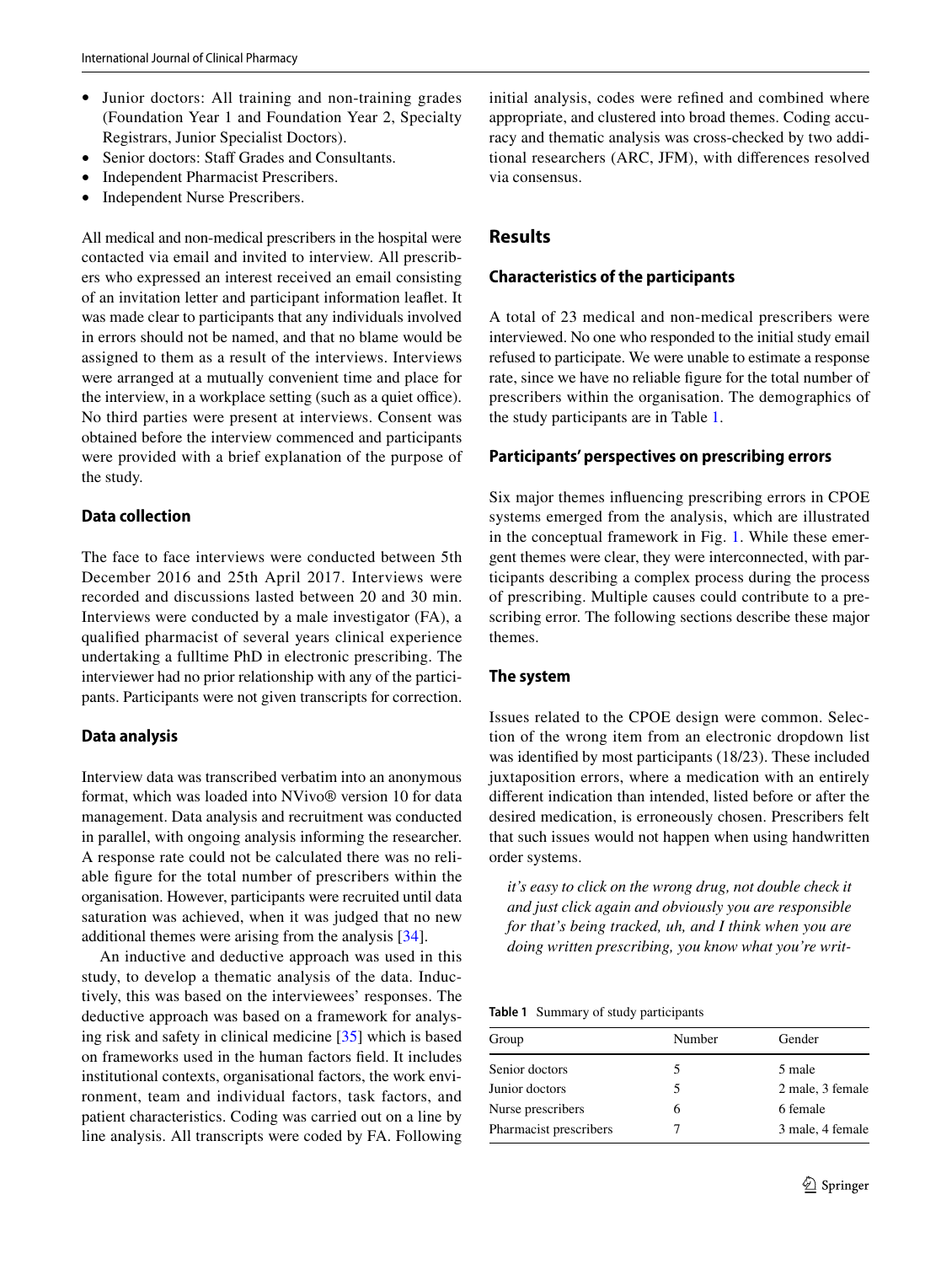- Junior doctors: All training and non-training grades (Foundation Year 1 and Foundation Year 2, Specialty Registrars, Junior Specialist Doctors).
- Senior doctors: Staff Grades and Consultants.
- Independent Pharmacist Prescribers.
- Independent Nurse Prescribers.

All medical and non-medical prescribers in the hospital were contacted via email and invited to interview. All prescribers who expressed an interest received an email consisting of an invitation letter and participant information leaflet. It was made clear to participants that any individuals involved in errors should not be named, and that no blame would be assigned to them as a result of the interviews. Interviews were arranged at a mutually convenient time and place for the interview, in a workplace setting (such as a quiet office). No third parties were present at interviews. Consent was obtained before the interview commenced and participants were provided with a brief explanation of the purpose of the study.

### Data collection

The face to face interviews were conducted between 5th December 2016 and 25th April 2017. Interviews were recorded and discussions lasted between 20 and 30 min. Interviews were conducted by a male investigator (FA), a qualified pharmacist of several years clinical experience undertaking a fulltime PhD in electronic prescribing. The interviewer had no prior relationship with any of the participants. Participants were not given transcripts for correction.

### Data analysis

Interview data was transcribed verbatim into an anonymous format, which was loaded into NVivo® version 10 for data management. Data analysis and recruitment was conducted in parallel, with ongoing analysis informing the researcher. A response rate could not be calculated there was no reliable figure for the total number of prescribers within the organisation. However, participants were recruited until data saturation was achieved, when it was judged that no new additional themes were arising from the analysis [34].

An inductive and deductive approach was used in this study, to develop a thematic analysis of the data. Inductively, this was based on the interviewees' responses. The deductive approach was based on a framework for analysing risk and safety in clinical medicine [35] which is based on frameworks used in the human factors field. It includes institutional contexts, organisational factors, the work environment, team and individual factors, task factors, and patient characteristics. Coding was carried out on a line by line analysis. All transcripts were coded by FA. Following initial analysis, codes were refined and combined where appropriate, and clustered into broad themes. Coding accuracy and thematic analysis was cross-checked by two additional researchers (ARC, JFM), with differences resolved via consensus.

## Results

### Characteristics of the participants

A total of 23 medical and non-medical prescribers were interviewed. No one who responded to the initial study email refused to participate. We were unable to estimate a response rate, since we have no reliable figure for the total number of prescribers within the organisation. The demographics of the study participants are in Table 1.

### Participants' perspectives on prescribing errors

Six major themes influencing prescribing errors in CPOE systems emerged from the analysis, which are illustrated in the conceptual framework in Fig. 1. While these emergent themes were clear, they were interconnected, with participants describing a complex process during the process of prescribing. Multiple causes could contribute to a prescribing error. The following sections describe these major themes.

### The system

Issues related to the CPOE design were common. Selection of the wrong item from an electronic dropdown list was identified by most participants (18/23). These included juxtaposition errors, where a medication with an entirely different indication than intended, listed before or after the desired medication, is erroneously chosen. Prescribers felt that such issues would not happen when using handwritten order systems.

> *it's easy to click on the wrong drug, not double check it and just click again and obviously you are responsible for that's being tracked, uh, and I think when you are doing written prescribing, you know what you're writ-*

**Table 1** Summary of study participants

| Group | Number | Gender |
|---|---|---|
| Senior doctors | 5 | 5 male |
| Junior doctors | 5 | 2 male, 3 female |
| Nurse prescribers | 6 | 6 female |
| Pharmacist prescribers | 7 | 3 male, 4 female |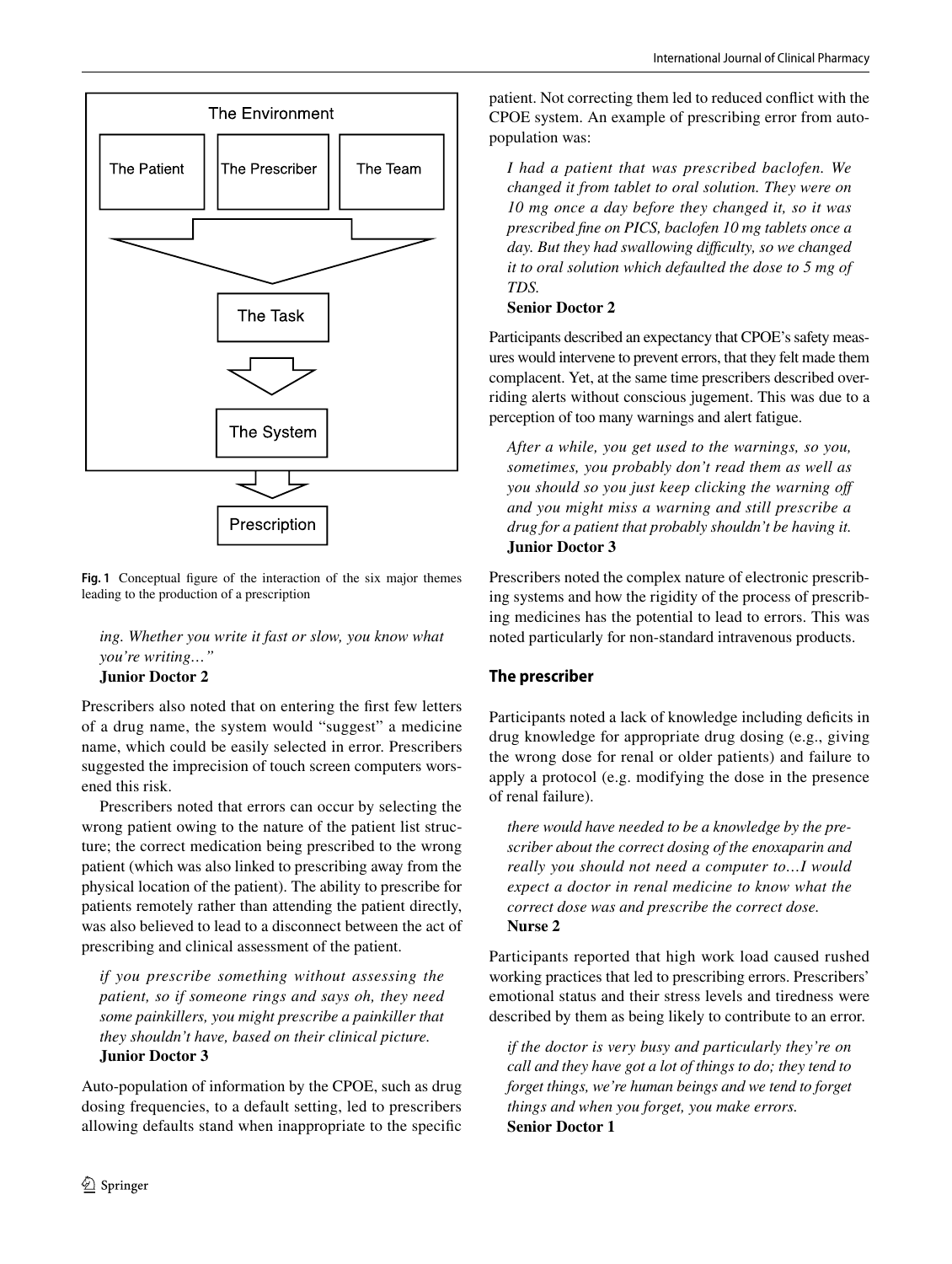The Environment

The Patient

The Prescriber

The Team

The Task

The System

Prescription

**Fig. 1** Conceptual figure of the interaction of the six major themes leading to the production of a prescription

*ing. Whether you write it fast or slow, you know what you're writing…"*
**Junior Doctor 2**

Prescribers also noted that on entering the first few letters of a drug name, the system would "suggest" a medicine name, which could be easily selected in error. Prescribers suggested the imprecision of touch screen computers worsened this risk.

Prescribers noted that errors can occur by selecting the wrong patient owing to the nature of the patient list structure; the correct medication being prescribed to the wrong patient (which was also linked to prescribing away from the physical location of the patient). The ability to prescribe for patients remotely rather than attending the patient directly, was also believed to lead to a disconnect between the act of prescribing and clinical assessment of the patient.

*if you prescribe something without assessing the patient, so if someone rings and says oh, they need some painkillers, you might prescribe a painkiller that they shouldn't have, based on their clinical picture.*
**Junior Doctor 3**

Auto-population of information by the CPOE, such as drug dosing frequencies, to a default setting, led to prescribers allowing defaults stand when inappropriate to the specific patient. Not correcting them led to reduced conflict with the CPOE system. An example of prescribing error from auto-population was:

*I had a patient that was prescribed baclofen. We changed it from tablet to oral solution. They were on 10 mg once a day before they changed it, so it was prescribed fine on PICS, baclofen 10 mg tablets once a day. But they had swallowing difficulty, so we changed it to oral solution which defaulted the dose to 5 mg of TDS.*
**Senior Doctor 2**

Participants described an expectancy that CPOE's safety measures would intervene to prevent errors, that they felt made them complacent. Yet, at the same time prescribers described overriding alerts without conscious jugement. This was due to a perception of too many warnings and alert fatigue.

*After a while, you get used to the warnings, so you, sometimes, you probably don't read them as well as you should so you just keep clicking the warning off and you might miss a warning and still prescribe a drug for a patient that probably shouldn't be having it.*
**Junior Doctor 3**

Prescribers noted the complex nature of electronic prescribing systems and how the rigidity of the process of prescribing medicines has the potential to lead to errors. This was noted particularly for non-standard intravenous products.

### The prescriber

Participants noted a lack of knowledge including deficits in drug knowledge for appropriate drug dosing (e.g., giving the wrong dose for renal or older patients) and failure to apply a protocol (e.g. modifying the dose in the presence of renal failure).

*there would have needed to be a knowledge by the prescriber about the correct dosing of the enoxaparin and really you should not need a computer to…I would expect a doctor in renal medicine to know what the correct dose was and prescribe the correct dose.*
**Nurse 2**

Participants reported that high work load caused rushed working practices that led to prescribing errors. Prescribers' emotional status and their stress levels and tiredness were described by them as being likely to contribute to an error.

*if the doctor is very busy and particularly they're on call and they have got a lot of things to do; they tend to forget things, we're human beings and we tend to forget things and when you forget, you make errors.*
**Senior Doctor 1**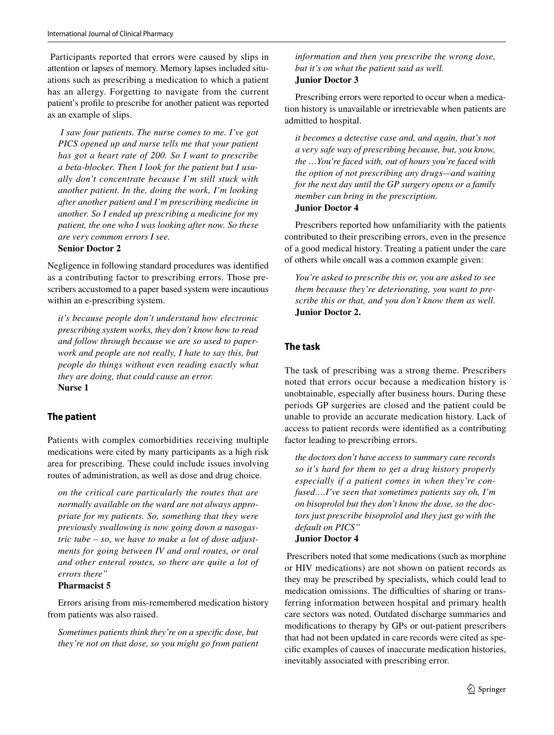Participants reported that errors were caused by slips in attention or lapses of memory. Memory lapses included situations such as prescribing a medication to which a patient has an allergy. Forgetting to navigate from the current patient's profile to prescribe for another patient was reported as an example of slips.

> *I saw four patients. The nurse comes to me. I've got PICS opened up and nurse tells me that your patient has got a heart rate of 200. So I want to prescribe a beta-blocker. Then I look for the patient but I usually don't concentrate because I'm still stuck with another patient. In the, doing the work, I'm looking after another patient and I'm prescribing medicine in another. So I ended up prescribing a medicine for my patient, the one who I was looking after now. So these are very common errors I see.*
> **Senior Doctor 2**

Negligence in following standard procedures was identified as a contributing factor to prescribing errors. Those prescribers accustomed to a paper based system were incautious within an e-prescribing system.

> *it's because people don't understand how electronic prescribing system works, they don't know how to read and follow through because we are so used to paperwork and people are not really, I hate to say this, but people do things without even reading exactly what they are doing, that could cause an error.*
> **Nurse 1**

### The patient

Patients with complex comorbidities receiving multiple medications were cited by many participants as a high risk area for prescribing. These could include issues involving routes of administration, as well as dose and drug choice.

> *on the critical care particularly the routes that are normally available on the ward are not always appropriate for my patients. So, something that they were previously swallowing is now going down a nasogastric tube – so, we have to make a lot of dose adjustments for going between IV and oral routes, or oral and other enteral routes, so there are quite a lot of errors there"*
> **Pharmacist 5**

Errors arising from mis-remembered medication history from patients was also raised.

> *Sometimes patients think they're on a specific dose, but they're not on that dose, so you might go from patient information and then you prescribe the wrong dose, but it's on what the patient said as well.*
> **Junior Doctor 3**

Prescribing errors were reported to occur when a medication history is unavailable or irretrievable when patients are admitted to hospital.

> *it becomes a detective case and, and again, that's not a very safe way of prescribing because, but, you know, the …You're faced with, out of hours you're faced with the option of not prescribing any drugs—and waiting for the next day until the GP surgery opens or a family member can bring in the prescription.*
> **Junior Doctor 4**

Prescribers reported how unfamiliarity with the patients contributed to their prescribing errors, even in the presence of a good medical history. Treating a patient under the care of others while oncall was a common example given:

> *You're asked to prescribe this or, you are asked to see them because they're deteriorating, you want to prescribe this or that, and you don't know them as well.*
> **Junior Doctor 2.**

### The task

The task of prescribing was a strong theme. Prescribers noted that errors occur because a medication history is unobtainable, especially after business hours. During these periods GP surgeries are closed and the patient could be unable to provide an accurate medication history. Lack of access to patient records were identified as a contributing factor leading to prescribing errors.

> *the doctors don't have access to summary care records so it's hard for them to get a drug history properly especially if a patient comes in when they're confused.…I've seen that sometimes patients say oh, I'm on bisoprolol but they don't know the dose, so the doctors just prescribe bisoprolol and they just go with the default on PICS"*
> **Junior Doctor 4**

Prescribers noted that some medications (such as morphine or HIV medications) are not shown on patient records as they may be prescribed by specialists, which could lead to medication omissions. The difficulties of sharing or transferring information between hospital and primary health care sectors was noted. Outdated discharge summaries and modifications to therapy by GPs or out-patient prescribers that had not been updated in care records were cited as specific examples of causes of inaccurate medication histories, inevitably associated with prescribing error.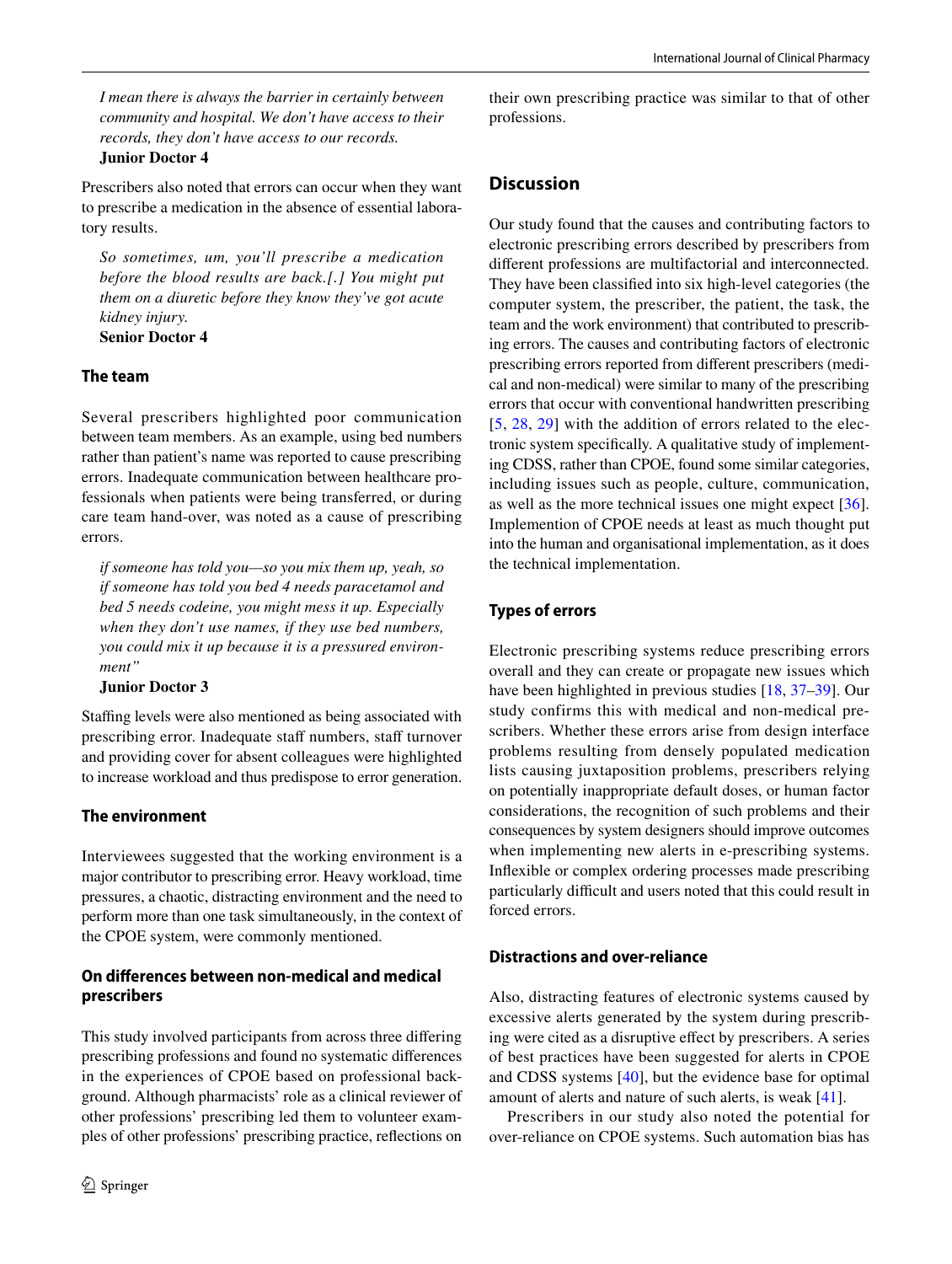*I mean there is always the barrier in certainly between community and hospital. We don't have access to their records, they don't have access to our records.*
**Junior Doctor 4**

Prescribers also noted that errors can occur when they want to prescribe a medication in the absence of essential laboratory results.

*So sometimes, um, you'll prescribe a medication before the blood results are back.[.] You might put them on a diuretic before they know they've got acute kidney injury.*
**Senior Doctor 4**

### The team

Several prescribers highlighted poor communication between team members. As an example, using bed numbers rather than patient's name was reported to cause prescribing errors. Inadequate communication between healthcare professionals when patients were being transferred, or during care team hand-over, was noted as a cause of prescribing errors.

*if someone has told you—so you mix them up, yeah, so if someone has told you bed 4 needs paracetamol and bed 5 needs codeine, you might mess it up. Especially when they don't use names, if they use bed numbers, you could mix it up because it is a pressured environment"*
**Junior Doctor 3**

Staffing levels were also mentioned as being associated with prescribing error. Inadequate staff numbers, staff turnover and providing cover for absent colleagues were highlighted to increase workload and thus predispose to error generation.

### The environment

Interviewees suggested that the working environment is a major contributor to prescribing error. Heavy workload, time pressures, a chaotic, distracting environment and the need to perform more than one task simultaneously, in the context of the CPOE system, were commonly mentioned.

### On differences between non-medical and medical prescribers

This study involved participants from across three differing prescribing professions and found no systematic differences in the experiences of CPOE based on professional background. Although pharmacists' role as a clinical reviewer of other professions' prescribing led them to volunteer examples of other professions' prescribing practice, reflections on their own prescribing practice was similar to that of other professions.

## Discussion

Our study found that the causes and contributing factors to electronic prescribing errors described by prescribers from different professions are multifactorial and interconnected. They have been classified into six high-level categories (the computer system, the prescriber, the patient, the task, the team and the work environment) that contributed to prescribing errors. The causes and contributing factors of electronic prescribing errors reported from different prescribers (medical and non-medical) were similar to many of the prescribing errors that occur with conventional handwritten prescribing [5, 28, 29] with the addition of errors related to the electronic system specifically. A qualitative study of implementing CDSS, rather than CPOE, found some similar categories, including issues such as people, culture, communication, as well as the more technical issues one might expect [36]. Implementation of CPOE needs at least as much thought put into the human and organisational implementation, as it does the technical implementation.

### Types of errors

Electronic prescribing systems reduce prescribing errors overall and they can create or propagate new issues which have been highlighted in previous studies [18, 37–39]. Our study confirms this with medical and non-medical prescribers. Whether these errors arise from design interface problems resulting from densely populated medication lists causing juxtaposition problems, prescribers relying on potentially inappropriate default doses, or human factor considerations, the recognition of such problems and their consequences by system designers should improve outcomes when implementing new alerts in e-prescribing systems. Inflexible or complex ordering processes made prescribing particularly difficult and users noted that this could result in forced errors.

### Distractions and over-reliance

Also, distracting features of electronic systems caused by excessive alerts generated by the system during prescribing were cited as a disruptive effect by prescribers. A series of best practices have been suggested for alerts in CPOE and CDSS systems [40], but the evidence base for optimal amount of alerts and nature of such alerts, is weak [41].

Prescribers in our study also noted the potential for over-reliance on CPOE systems. Such automation bias has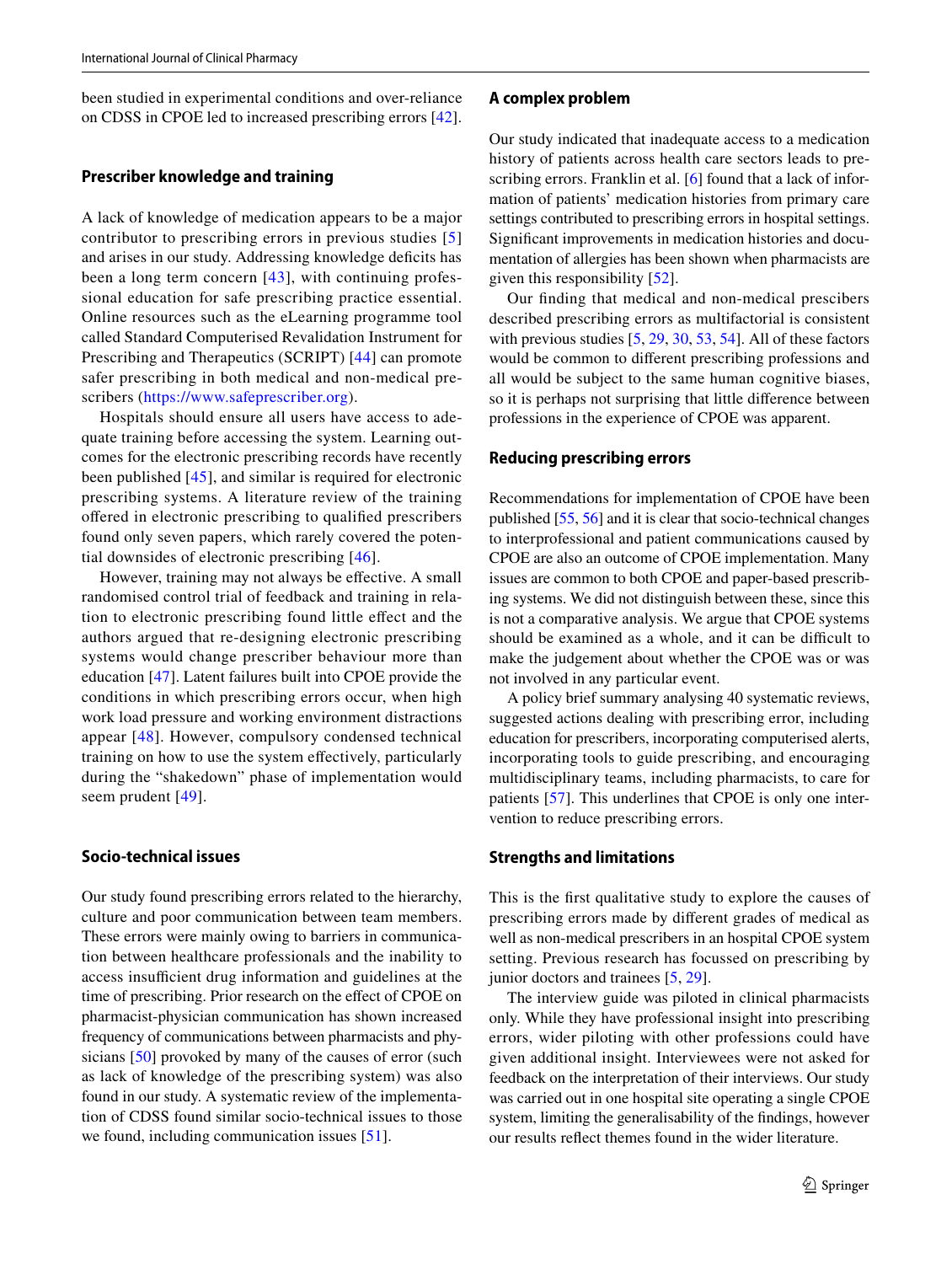been studied in experimental conditions and over-reliance on CDSS in CPOE led to increased prescribing errors [42].

### Prescriber knowledge and training

A lack of knowledge of medication appears to be a major contributor to prescribing errors in previous studies [5] and arises in our study. Addressing knowledge deficits has been a long term concern [43], with continuing professional education for safe prescribing practice essential. Online resources such as the eLearning programme tool called Standard Computerised Revalidation Instrument for Prescribing and Therapeutics (SCRIPT) [44] can promote safer prescribing in both medical and non-medical prescribers (https://www.safeprescriber.org).

Hospitals should ensure all users have access to adequate training before accessing the system. Learning outcomes for the electronic prescribing records have recently been published [45], and similar is required for electronic prescribing systems. A literature review of the training offered in electronic prescribing to qualified prescribers found only seven papers, which rarely covered the potential downsides of electronic prescribing [46].

However, training may not always be effective. A small randomised control trial of feedback and training in relation to electronic prescribing found little effect and the authors argued that re-designing electronic prescribing systems would change prescriber behaviour more than education [47]. Latent failures built into CPOE provide the conditions in which prescribing errors occur, when high work load pressure and working environment distractions appear [48]. However, compulsory condensed technical training on how to use the system effectively, particularly during the "shakedown" phase of implementation would seem prudent [49].

### Socio-technical issues

Our study found prescribing errors related to the hierarchy, culture and poor communication between team members. These errors were mainly owing to barriers in communication between healthcare professionals and the inability to access insufficient drug information and guidelines at the time of prescribing. Prior research on the effect of CPOE on pharmacist-physician communication has shown increased frequency of communications between pharmacists and physicians [50] provoked by many of the causes of error (such as lack of knowledge of the prescribing system) was also found in our study. A systematic review of the implementation of CDSS found similar socio-technical issues to those we found, including communication issues [51].

### A complex problem

Our study indicated that inadequate access to a medication history of patients across health care sectors leads to prescribing errors. Franklin et al. [6] found that a lack of information of patients' medication histories from primary care settings contributed to prescribing errors in hospital settings. Significant improvements in medication histories and documentation of allergies has been shown when pharmacists are given this responsibility [52].

Our finding that medical and non-medical prescribers described prescribing errors as multifactorial is consistent with previous studies [5, 29, 30, 53, 54]. All of these factors would be common to different prescribing professions and all would be subject to the same human cognitive biases, so it is perhaps not surprising that little difference between professions in the experience of CPOE was apparent.

### Reducing prescribing errors

Recommendations for implementation of CPOE have been published [55, 56] and it is clear that socio-technical changes to interprofessional and patient communications caused by CPOE are also an outcome of CPOE implementation. Many issues are common to both CPOE and paper-based prescribing systems. We did not distinguish between these, since this is not a comparative analysis. We argue that CPOE systems should be examined as a whole, and it can be difficult to make the judgement about whether the CPOE was or was not involved in any particular event.

A policy brief summary analysing 40 systematic reviews, suggested actions dealing with prescribing error, including education for prescribers, incorporating computerised alerts, incorporating tools to guide prescribing, and encouraging multidisciplinary teams, including pharmacists, to care for patients [57]. This underlines that CPOE is only one intervention to reduce prescribing errors.

### Strengths and limitations

This is the first qualitative study to explore the causes of prescribing errors made by different grades of medical as well as non-medical prescribers in an hospital CPOE system setting. Previous research has focussed on prescribing by junior doctors and trainees [5, 29].

The interview guide was piloted in clinical pharmacists only. While they have professional insight into prescribing errors, wider piloting with other professions could have given additional insight. Interviewees were not asked for feedback on the interpretation of their interviews. Our study was carried out in one hospital site operating a single CPOE system, limiting the generalisability of the findings, however our results reflect themes found in the wider literature.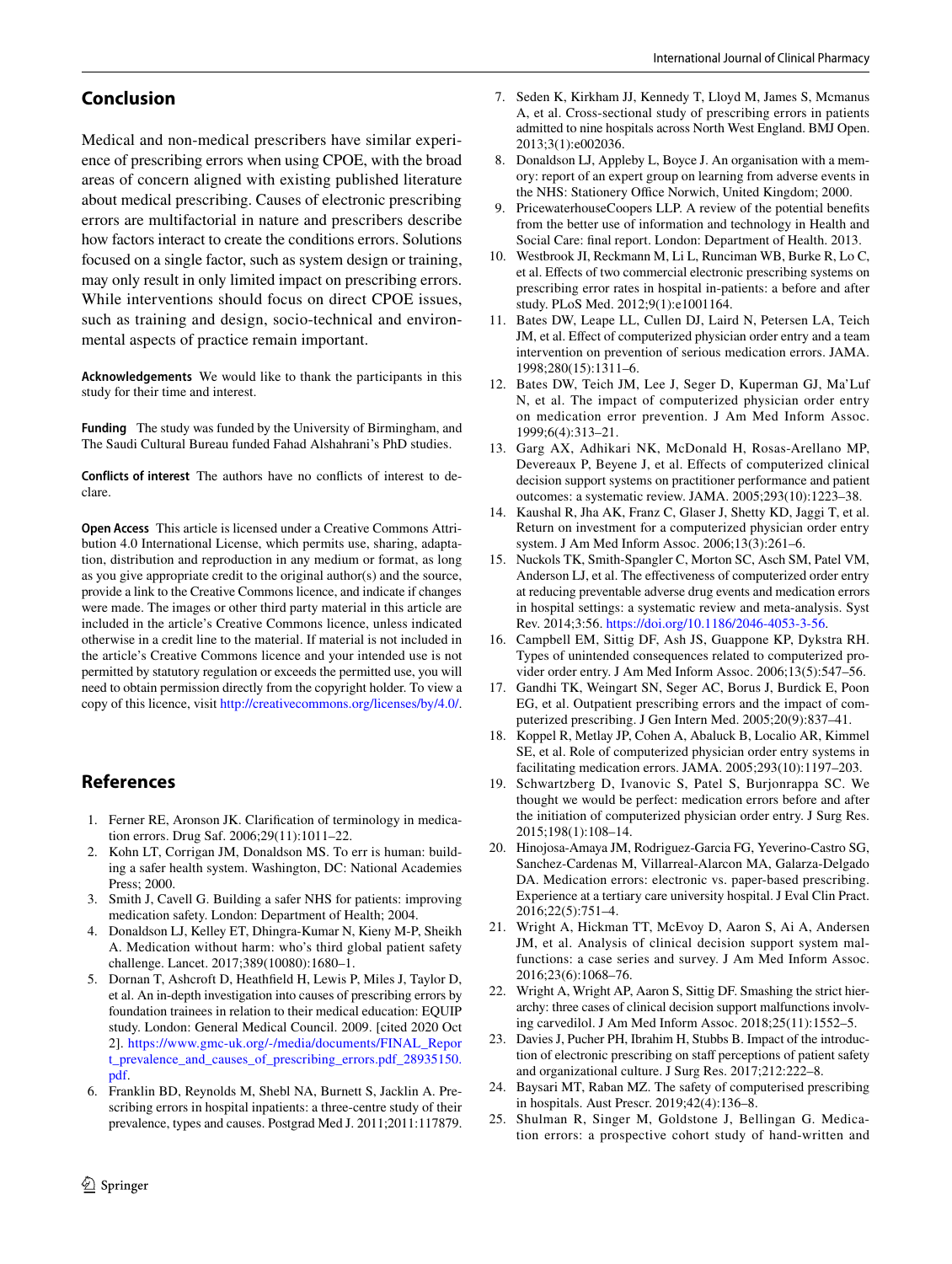## Conclusion

Medical and non-medical prescribers have similar experience of prescribing errors when using CPOE, with the broad areas of concern aligned with existing published literature about medical prescribing. Causes of electronic prescribing errors are multifactorial in nature and prescribers describe how factors interact to create the conditions errors. Solutions focused on a single factor, such as system design or training, may only result in only limited impact on prescribing errors. While interventions should focus on direct CPOE issues, such as training and design, socio-technical and environmental aspects of practice remain important.

**Acknowledgements** We would like to thank the participants in this study for their time and interest.

**Funding** The study was funded by the University of Birmingham, and The Saudi Cultural Bureau funded Fahad Alshahrani's PhD studies.

**Conflicts of interest** The authors have no conflicts of interest to declare.

**Open Access** This article is licensed under a Creative Commons Attribution 4.0 International License, which permits use, sharing, adaptation, distribution and reproduction in any medium or format, as long as you give appropriate credit to the original author(s) and the source, provide a link to the Creative Commons licence, and indicate if changes were made. The images or other third party material in this article are included in the article's Creative Commons licence, unless indicated otherwise in a credit line to the material. If material is not included in the article's Creative Commons licence and your intended use is not permitted by statutory regulation or exceeds the permitted use, you will need to obtain permission directly from the copyright holder. To view a copy of this licence, visit http://creativecommons.org/licenses/by/4.0/.

## References

1. Ferner RE, Aronson JK. Clarification of terminology in medication errors. Drug Saf. 2006;29(11):1011–22.
2. Kohn LT, Corrigan JM, Donaldson MS. To err is human: building a safer health system. Washington, DC: National Academies Press; 2000.
3. Smith J, Cavell G. Building a safer NHS for patients: improving medication safety. London: Department of Health; 2004.
4. Donaldson LJ, Kelley ET, Dhingra-Kumar N, Kieny M-P, Sheikh A. Medication without harm: who's third global patient safety challenge. Lancet. 2017;389(10080):1680–1.
5. Dornan T, Ashcroft D, Heathfield H, Lewis P, Miles J, Taylor D, et al. An in-depth investigation into causes of prescribing errors by foundation trainees in relation to their medical education: EQUIP study. London: General Medical Council. 2009. [cited 2020 Oct 2]. https://www.gmc-uk.org/-/media/documents/FINAL_Report_prevalence_and_causes_of_prescribing_errors.pdf_28935150.pdf.
6. Franklin BD, Reynolds M, Shebl NA, Burnett S, Jacklin A. Prescribing errors in hospital inpatients: a three-centre study of their prevalence, types and causes. Postgrad Med J. 2011;2011:117879.
7. Seden K, Kirkham JJ, Kennedy T, Lloyd M, James S, Mcmanus A, et al. Cross-sectional study of prescribing errors in patients admitted to nine hospitals across North West England. BMJ Open. 2013;3(1):e002036.
8. Donaldson LJ, Appleby L, Boyce J. An organisation with a memory: report of an expert group on learning from adverse events in the NHS: Stationery Office Norwich, United Kingdom; 2000.
9. PricewaterhouseCoopers LLP. A review of the potential benefits from the better use of information and technology in Health and Social Care: final report. London: Department of Health. 2013.
10. Westbrook JI, Reckmann M, Li L, Runciman WB, Burke R, Lo C, et al. Effects of two commercial electronic prescribing systems on prescribing error rates in hospital in-patients: a before and after study. PLoS Med. 2012;9(1):e1001164.
11. Bates DW, Leape LL, Cullen DJ, Laird N, Petersen LA, Teich JM, et al. Effect of computerized physician order entry and a team intervention on prevention of serious medication errors. JAMA. 1998;280(15):1311–6.
12. Bates DW, Teich JM, Lee J, Seger D, Kuperman GJ, Ma'Luf N, et al. The impact of computerized physician order entry on medication error prevention. J Am Med Inform Assoc. 1999;6(4):313–21.
13. Garg AX, Adhikari NK, McDonald H, Rosas-Arellano MP, Devereaux P, Beyene J, et al. Effects of computerized clinical decision support systems on practitioner performance and patient outcomes: a systematic review. JAMA. 2005;293(10):1223–38.
14. Kaushal R, Jha AK, Franz C, Glaser J, Shetty KD, Jaggi T, et al. Return on investment for a computerized physician order entry system. J Am Med Inform Assoc. 2006;13(3):261–6.
15. Nuckols TK, Smith-Spangler C, Morton SC, Asch SM, Patel VM, Anderson LJ, et al. The effectiveness of computerized order entry at reducing preventable adverse drug events and medication errors in hospital settings: a systematic review and meta-analysis. Syst Rev. 2014;3:56. https://doi.org/10.1186/2046-4053-3-56.
16. Campbell EM, Sittig DF, Ash JS, Guappone KP, Dykstra RH. Types of unintended consequences related to computerized provider order entry. J Am Med Inform Assoc. 2006;13(5):547–56.
17. Gandhi TK, Weingart SN, Seger AC, Borus J, Burdick E, Poon EG, et al. Outpatient prescribing errors and the impact of computerized prescribing. J Gen Intern Med. 2005;20(9):837–41.
18. Koppel R, Metlay JP, Cohen A, Abaluck B, Localio AR, Kimmel SE, et al. Role of computerized physician order entry systems in facilitating medication errors. JAMA. 2005;293(10):1197–203.
19. Schwartzberg D, Ivanovic S, Patel S, Burjonrappa SC. We thought we would be perfect: medication errors before and after the initiation of computerized physician order entry. J Surg Res. 2015;198(1):108–14.
20. Hinojosa-Amaya JM, Rodriguez-Garcia FG, Yeverino-Castro SG, Sanchez-Cardenas M, Villarreal-Alarcon MA, Galarza-Delgado DA. Medication errors: electronic vs. paper-based prescribing. Experience at a tertiary care university hospital. J Eval Clin Pract. 2016;22(5):751–4.
21. Wright A, Hickman TT, McEvoy D, Aaron S, Ai A, Andersen JM, et al. Analysis of clinical decision support system malfunctions: a case series and survey. J Am Med Inform Assoc. 2016;23(6):1068–76.
22. Wright A, Wright AP, Aaron S, Sittig DF. Smashing the strict hierarchy: three cases of clinical decision support malfunctions involving carvedilol. J Am Med Inform Assoc. 2018;25(11):1552–5.
23. Davies J, Pucher PH, Ibrahim H, Stubbs B. Impact of the introduction of electronic prescribing on staff perceptions of patient safety and organizational culture. J Surg Res. 2017;212:222–8.
24. Baysari MT, Raban MZ. The safety of computerised prescribing in hospitals. Aust Prescr. 2019;42(4):136–8.
25. Shulman R, Singer M, Goldstone J, Bellingan G. Medication errors: a prospective cohort study of hand-written and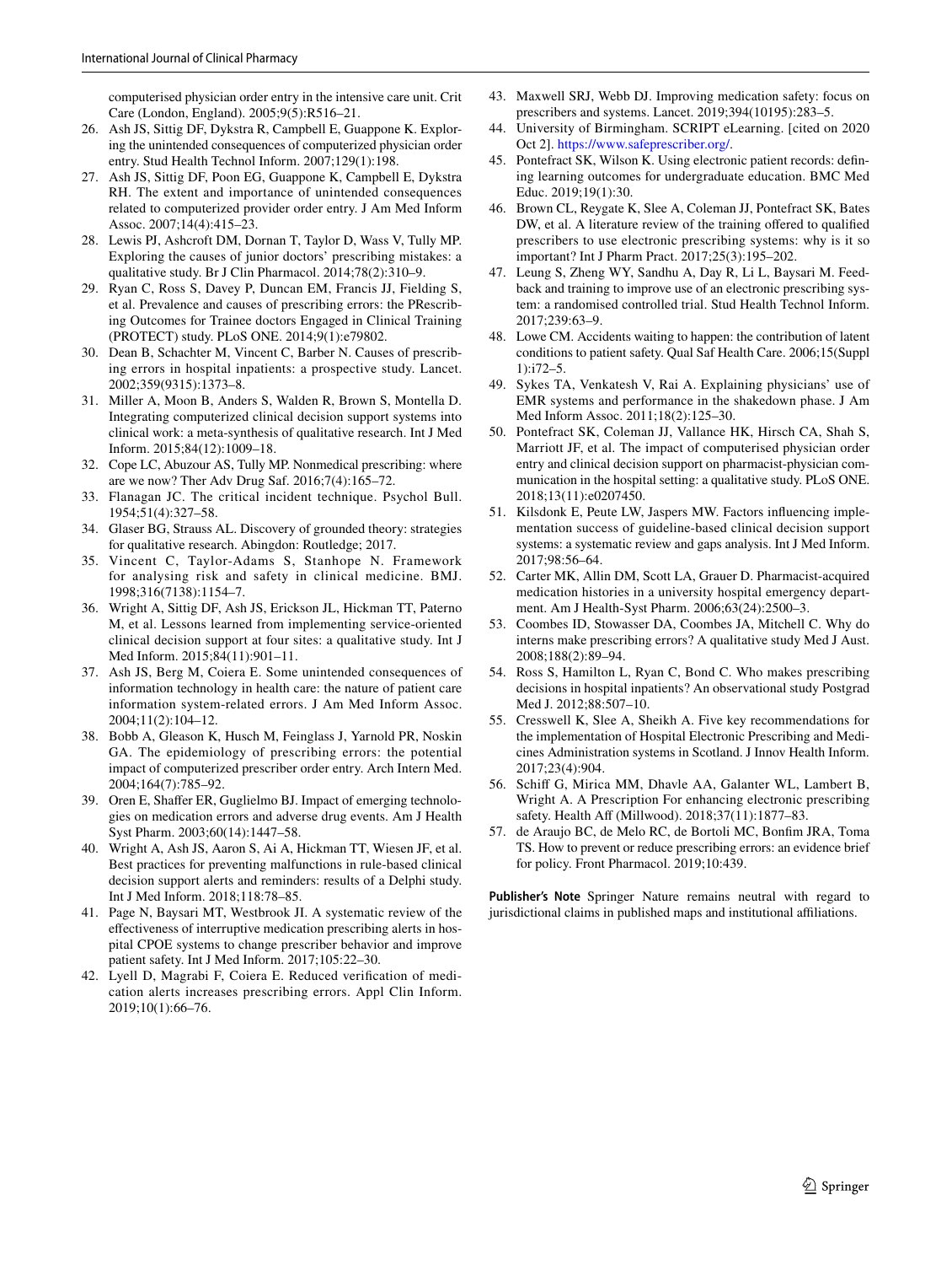computerised physician order entry in the intensive care unit. Crit Care (London, England). 2005;9(5):R516–21.

26. Ash JS, Sittig DF, Dykstra R, Campbell E, Guappone K. Exploring the unintended consequences of computerized physician order entry. Stud Health Technol Inform. 2007;129(1):198.
27. Ash JS, Sittig DF, Poon EG, Guappone K, Campbell E, Dykstra RH. The extent and importance of unintended consequences related to computerized provider order entry. J Am Med Inform Assoc. 2007;14(4):415–23.
28. Lewis PJ, Ashcroft DM, Dornan T, Taylor D, Wass V, Tully MP. Exploring the causes of junior doctors' prescribing mistakes: a qualitative study. Br J Clin Pharmacol. 2014;78(2):310–9.
29. Ryan C, Ross S, Davey P, Duncan EM, Francis JJ, Fielding S, et al. Prevalence and causes of prescribing errors: the PRescribing Outcomes for Trainee doctors Engaged in Clinical Training (PROTECT) study. PLoS ONE. 2014;9(1):e79802.
30. Dean B, Schachter M, Vincent C, Barber N. Causes of prescribing errors in hospital inpatients: a prospective study. Lancet. 2002;359(9315):1373–8.
31. Miller A, Moon B, Anders S, Walden R, Brown S, Montella D. Integrating computerized clinical decision support systems into clinical work: a meta-synthesis of qualitative research. Int J Med Inform. 2015;84(12):1009–18.
32. Cope LC, Abuzour AS, Tully MP. Nonmedical prescribing: where are we now? Ther Adv Drug Saf. 2016;7(4):165–72.
33. Flanagan JC. The critical incident technique. Psychol Bull. 1954;51(4):327–58.
34. Glaser BG, Strauss AL. Discovery of grounded theory: strategies for qualitative research. Abingdon: Routledge; 2017.
35. Vincent C, Taylor-Adams S, Stanhope N. Framework for analysing risk and safety in clinical medicine. BMJ. 1998;316(7138):1154–7.
36. Wright A, Sittig DF, Ash JS, Erickson JL, Hickman TT, Paterno M, et al. Lessons learned from implementing service-oriented clinical decision support at four sites: a qualitative study. Int J Med Inform. 2015;84(11):901–11.
37. Ash JS, Berg M, Coiera E. Some unintended consequences of information technology in health care: the nature of patient care information system-related errors. J Am Med Inform Assoc. 2004;11(2):104–12.
38. Bobb A, Gleason K, Husch M, Feinglass J, Yarnold PR, Noskin GA. The epidemiology of prescribing errors: the potential impact of computerized prescriber order entry. Arch Intern Med. 2004;164(7):785–92.
39. Oren E, Shaffer ER, Guglielmo BJ. Impact of emerging technologies on medication errors and adverse drug events. Am J Health Syst Pharm. 2003;60(14):1447–58.
40. Wright A, Ash JS, Aaron S, Ai A, Hickman TT, Wiesen JF, et al. Best practices for preventing malfunctions in rule-based clinical decision support alerts and reminders: results of a Delphi study. Int J Med Inform. 2018;118:78–85.
41. Page N, Baysari MT, Westbrook JI. A systematic review of the effectiveness of interruptive medication prescribing alerts in hospital CPOE systems to change prescriber behavior and improve patient safety. Int J Med Inform. 2017;105:22–30.
42. Lyell D, Magrabi F, Coiera E. Reduced verification of medication alerts increases prescribing errors. Appl Clin Inform. 2019;10(1):66–76.
43. Maxwell SRJ, Webb DJ. Improving medication safety: focus on prescribers and systems. Lancet. 2019;394(10195):283–5.
44. University of Birmingham. SCRIPT eLearning. [cited on 2020 Oct 2]. https://www.safeprescriber.org/.
45. Pontefract SK, Wilson K. Using electronic patient records: defining learning outcomes for undergraduate education. BMC Med Educ. 2019;19(1):30.
46. Brown CL, Reygate K, Slee A, Coleman JJ, Pontefract SK, Bates DW, et al. A literature review of the training offered to qualified prescribers to use electronic prescribing systems: why is it so important? Int J Pharm Pract. 2017;25(3):195–202.
47. Leung S, Zheng WY, Sandhu A, Day R, Li L, Baysari M. Feedback and training to improve use of an electronic prescribing system: a randomised controlled trial. Stud Health Technol Inform. 2017;239:63–9.
48. Lowe CM. Accidents waiting to happen: the contribution of latent conditions to patient safety. Qual Saf Health Care. 2006;15(Suppl 1):i72–5.
49. Sykes TA, Venkatesh V, Rai A. Explaining physicians' use of EMR systems and performance in the shakedown phase. J Am Med Inform Assoc. 2011;18(2):125–30.
50. Pontefract SK, Coleman JJ, Vallance HK, Hirsch CA, Shah S, Marriott JF, et al. The impact of computerised physician order entry and clinical decision support on pharmacist-physician communication in the hospital setting: a qualitative study. PLoS ONE. 2018;13(11):e0207450.
51. Kilsdonk E, Peute LW, Jaspers MW. Factors influencing implementation success of guideline-based clinical decision support systems: a systematic review and gaps analysis. Int J Med Inform. 2017;98:56–64.
52. Carter MK, Allin DM, Scott LA, Grauer D. Pharmacist-acquired medication histories in a university hospital emergency department. Am J Health-Syst Pharm. 2006;63(24):2500–3.
53. Coombes ID, Stowasser DA, Coombes JA, Mitchell C. Why do interns make prescribing errors? A qualitative study Med J Aust. 2008;188(2):89–94.
54. Ross S, Hamilton L, Ryan C, Bond C. Who makes prescribing decisions in hospital inpatients? An observational study Postgrad Med J. 2012;88:507–10.
55. Cresswell K, Slee A, Sheikh A. Five key recommendations for the implementation of Hospital Electronic Prescribing and Medicines Administration systems in Scotland. J Innov Health Inform. 2017;23(4):904.
56. Schiff G, Mirica MM, Dhavle AA, Galanter WL, Lambert B, Wright A. A Prescription For enhancing electronic prescribing safety. Health Aff (Millwood). 2018;37(11):1877–83.
57. de Araujo BC, de Melo RC, de Bortoli MC, Bonfim JRA, Toma TS. How to prevent or reduce prescribing errors: an evidence brief for policy. Front Pharmacol. 2019;10:439.

**Publisher's Note** Springer Nature remains neutral with regard to jurisdictional claims in published maps and institutional affiliations.